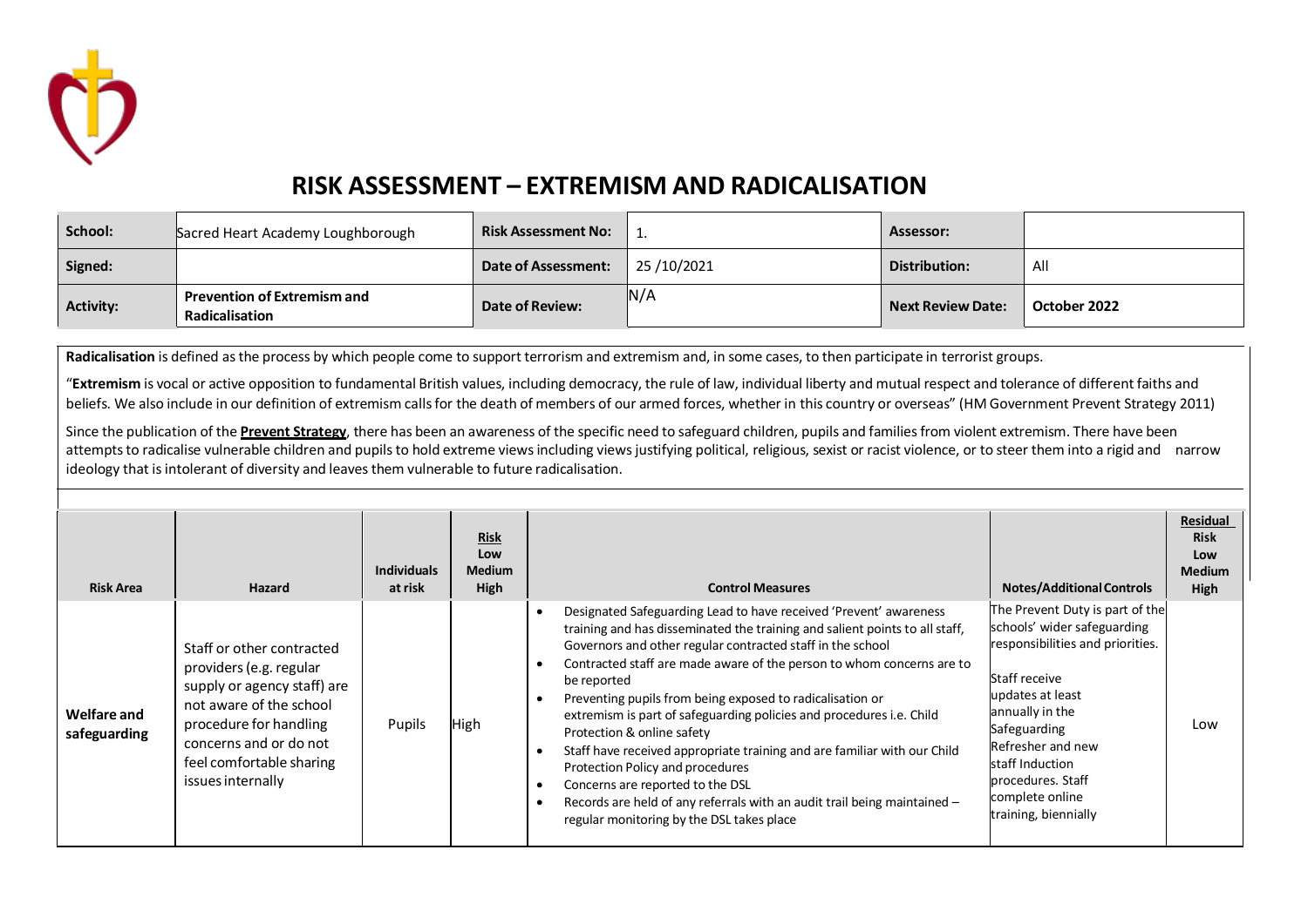# RISK ASSESSMENT – EXTREMISM AND RADICALISATION

| **School:** | Sacred Heart Academy Loughborough | **Risk Assessment No:** | 1. | **Assessor:** | |
|---|---|---|---|---|---|
| **Signed:** | | **Date of Assessment:** | 25 /10/2021 | **Distribution:** | All |
| **Activity:** | **Prevention of Extremism and Radicalisation** | **Date of Review:** | N/A | **Next Review Date:** | **October 2022** |

**Radicalisation** is defined as the process by which people come to support terrorism and extremism and, in some cases, to then participate in terrorist groups.

"**Extremism** is vocal or active opposition to fundamental British values, including democracy, the rule of law, individual liberty and mutual respect and tolerance of different faiths and beliefs. We also include in our definition of extremism calls for the death of members of our armed forces, whether in this country or overseas" (HM Government Prevent Strategy 2011)

Since the publication of the **Prevent Strategy**, there has been an awareness of the specific need to safeguard children, pupils and families from violent extremism. There have been attempts to radicalise vulnerable children and pupils to hold extreme views including views justifying political, religious, sexist or racist violence, or to steer them into a rigid and narrow ideology that is intolerant of diversity and leaves them vulnerable to future radicalisation.

| Risk Area | Hazard | Individuals at risk | Risk Low Medium High | Control Measures | Notes/Additional Controls | Residual Risk Low Medium High |
|---|---|---|---|---|---|---|
| **Welfare and safeguarding** | Staff or other contracted providers (e.g. regular supply or agency staff) are not aware of the school procedure for handling concerns and or do not feel comfortable sharing issues internally | Pupils | High | • Designated Safeguarding Lead to have received 'Prevent' awareness training and has disseminated the training and salient points to all staff, Governors and other regular contracted staff in the school<br>• Contracted staff are made aware of the person to whom concerns are to be reported<br>• Preventing pupils from being exposed to radicalisation or extremism is part of safeguarding policies and procedures i.e. Child Protection & online safety<br>• Staff have received appropriate training and are familiar with our Child Protection Policy and procedures<br>• Concerns are reported to the DSL<br>• Records are held of any referrals with an audit trail being maintained – regular monitoring by the DSL takes place | The Prevent Duty is part of the schools' wider safeguarding responsibilities and priorities.<br><br>Staff receive updates at least annually in the Safeguarding Refresher and new staff Induction procedures. Staff complete online training, biennially | Low |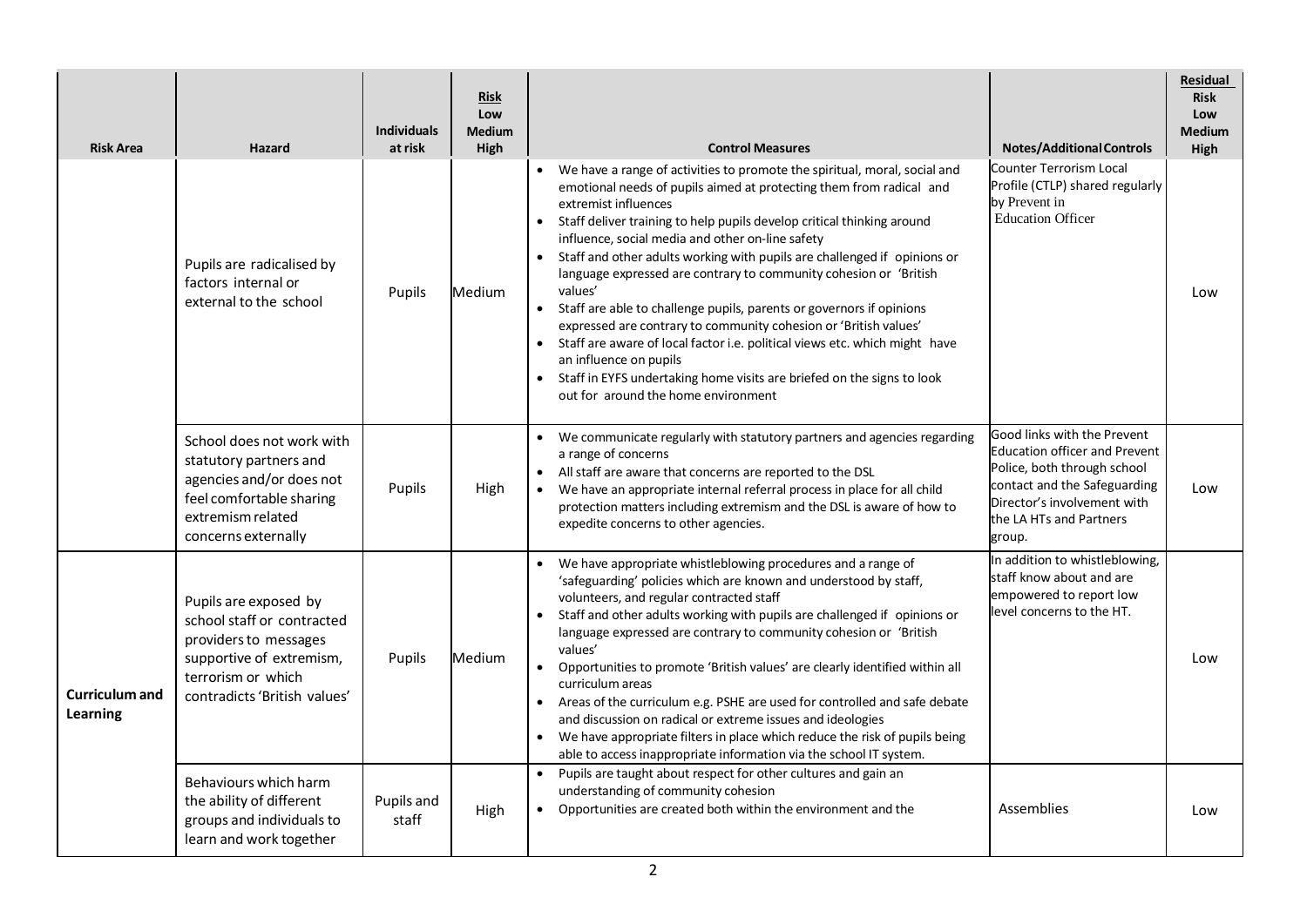| Risk Area | Hazard | Individuals at risk | Risk Low Medium High | Control Measures | Notes/Additional Controls | Residual Risk Low Medium High |
|---|---|---|---|---|---|---|
| | Pupils are radicalised by factors internal or external to the school | Pupils | Medium | • We have a range of activities to promote the spiritual, moral, social and emotional needs of pupils aimed at protecting them from radical and extremist influences<br>• Staff deliver training to help pupils develop critical thinking around influence, social media and other on-line safety<br>• Staff and other adults working with pupils are challenged if opinions or language expressed are contrary to community cohesion or 'British values'<br>• Staff are able to challenge pupils, parents or governors if opinions expressed are contrary to community cohesion or 'British values'<br>• Staff are aware of local factor i.e. political views etc. which might have an influence on pupils<br>• Staff in EYFS undertaking home visits are briefed on the signs to look out for around the home environment | Counter Terrorism Local Profile (CTLP) shared regularly by Prevent in Education Officer | Low |
| | School does not work with statutory partners and agencies and/or does not feel comfortable sharing extremism related concerns externally | Pupils | High | • We communicate regularly with statutory partners and agencies regarding a range of concerns<br>• All staff are aware that concerns are reported to the DSL<br>• We have an appropriate internal referral process in place for all child protection matters including extremism and the DSL is aware of how to expedite concerns to other agencies. | Good links with the Prevent Education officer and Prevent Police, both through school contact and the Safeguarding Director's involvement with the LA HTs and Partners group. | Low |
| **Curriculum and Learning** | Pupils are exposed by school staff or contracted providers to messages supportive of extremism, terrorism or which contradicts 'British values' | Pupils | Medium | • We have appropriate whistleblowing procedures and a range of 'safeguarding' policies which are known and understood by staff, volunteers, and regular contracted staff<br>• Staff and other adults working with pupils are challenged if opinions or language expressed are contrary to community cohesion or 'British values'<br>• Opportunities to promote 'British values' are clearly identified within all curriculum areas<br>• Areas of the curriculum e.g. PSHE are used for controlled and safe debate and discussion on radical or extreme issues and ideologies<br>• We have appropriate filters in place which reduce the risk of pupils being able to access inappropriate information via the school IT system. | In addition to whistleblowing, staff know about and are empowered to report low level concerns to the HT. | Low |
| | Behaviours which harm the ability of different groups and individuals to learn and work together | Pupils and staff | High | • Pupils are taught about respect for other cultures and gain an understanding of community cohesion<br>• Opportunities are created both within the environment and the | Assemblies | Low |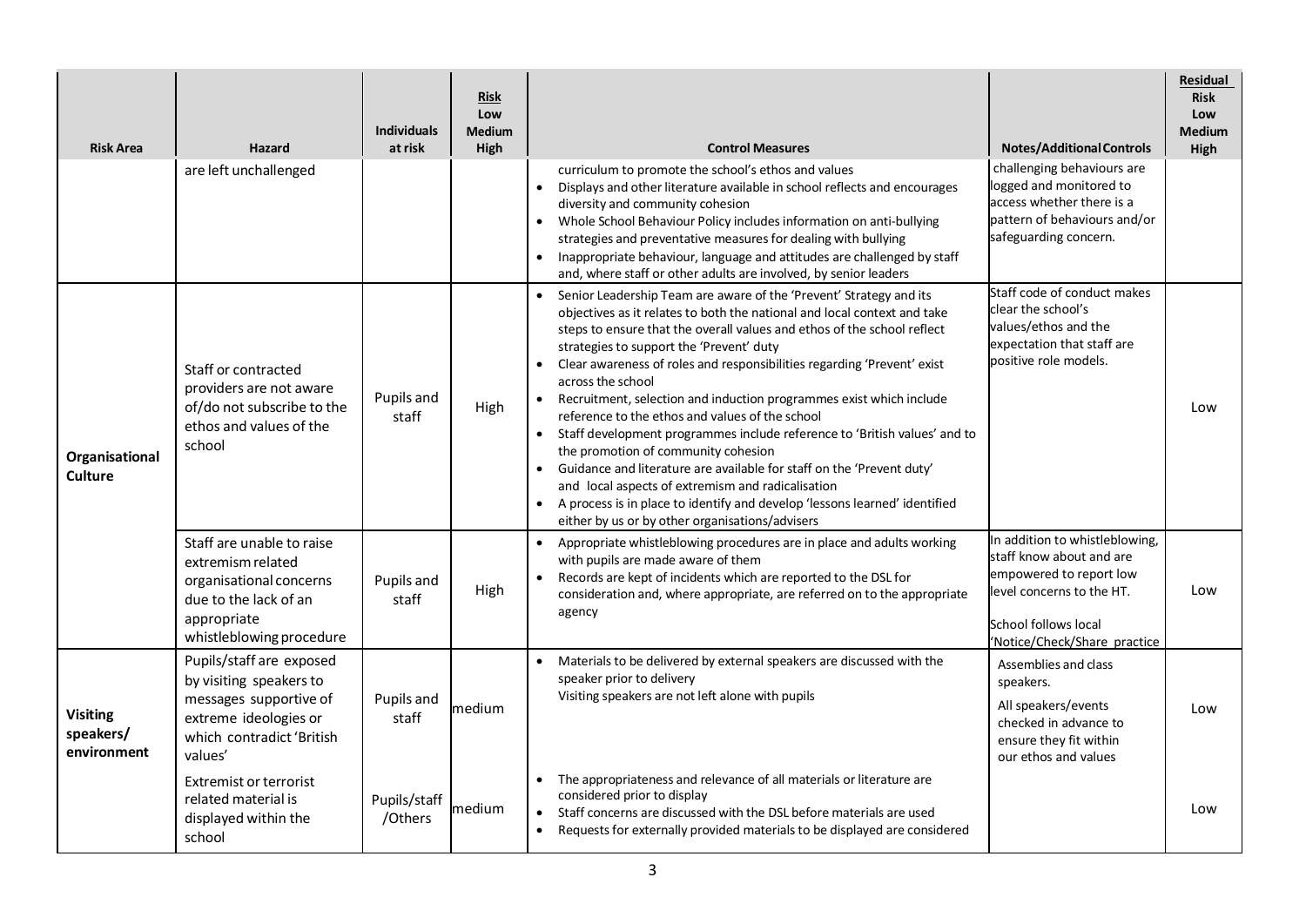| Risk Area | Hazard | Individuals at risk | Risk Low Medium High | Control Measures | Notes/Additional Controls | Residual Risk Low Medium High |
|---|---|---|---|---|---|---|
| | are left unchallenged | | | curriculum to promote the school's ethos and values<br>• Displays and other literature available in school reflects and encourages diversity and community cohesion<br>• Whole School Behaviour Policy includes information on anti-bullying strategies and preventative measures for dealing with bullying<br>• Inappropriate behaviour, language and attitudes are challenged by staff and, where staff or other adults are involved, by senior leaders | challenging behaviours are logged and monitored to access whether there is a pattern of behaviours and/or safeguarding concern. | |
| Organisational Culture | Staff or contracted providers are not aware of/do not subscribe to the ethos and values of the school | Pupils and staff | High | • Senior Leadership Team are aware of the 'Prevent' Strategy and its objectives as it relates to both the national and local context and take steps to ensure that the overall values and ethos of the school reflect strategies to support the 'Prevent' duty<br>• Clear awareness of roles and responsibilities regarding 'Prevent' exist across the school<br>• Recruitment, selection and induction programmes exist which include reference to the ethos and values of the school<br>• Staff development programmes include reference to 'British values' and to the promotion of community cohesion<br>• Guidance and literature are available for staff on the 'Prevent duty' and local aspects of extremism and radicalisation<br>• A process is in place to identify and develop 'lessons learned' identified either by us or by other organisations/advisers | Staff code of conduct makes clear the school's values/ethos and the expectation that staff are positive role models. | Low |
| | Staff are unable to raise extremism related organisational concerns due to the lack of an appropriate whistleblowing procedure | Pupils and staff | High | • Appropriate whistleblowing procedures are in place and adults working with pupils are made aware of them<br>• Records are kept of incidents which are reported to the DSL for consideration and, where appropriate, are referred on to the appropriate agency | In addition to whistleblowing, staff know about and are empowered to report low level concerns to the HT.<br><br>School follows local 'Notice/Check/Share practice | Low |
| Visiting speakers/ environment | Pupils/staff are exposed by visiting speakers to messages supportive of extreme ideologies or which contradict 'British values' | Pupils and staff | medium | • Materials to be delivered by external speakers are discussed with the speaker prior to delivery<br>Visiting speakers are not left alone with pupils | Assemblies and class speakers.<br><br>All speakers/events checked in advance to ensure they fit within our ethos and values | Low |
| | Extremist or terrorist related material is displayed within the school | Pupils/staff /Others | medium | • The appropriateness and relevance of all materials or literature are considered prior to display<br>• Staff concerns are discussed with the DSL before materials are used<br>• Requests for externally provided materials to be displayed are considered | | Low |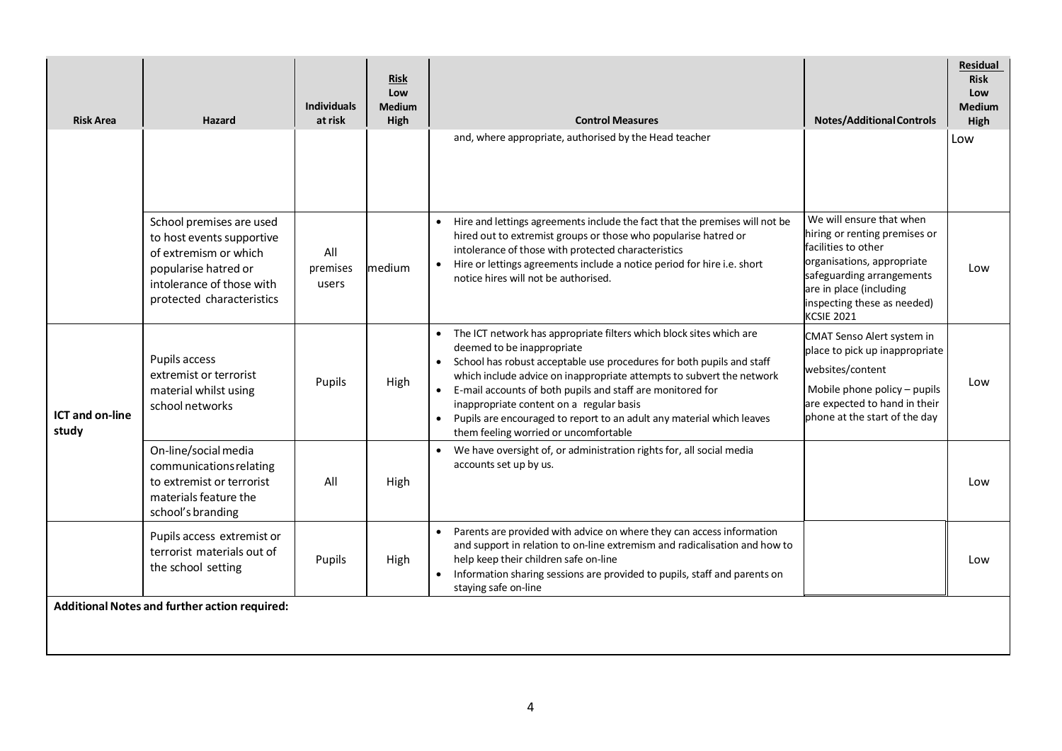| Risk Area | Hazard | Individuals at risk | Risk Low Medium High | Control Measures | Notes/Additional Controls | Residual Risk Low Medium High |
|---|---|---|---|---|---|---|
| | | | | and, where appropriate, authorised by the Head teacher | | Low |
| | School premises are used to host events supportive of extremism or which popularise hatred or intolerance of those with protected characteristics | All premises users | medium | • Hire and lettings agreements include the fact that the premises will not be hired out to extremist groups or those who popularise hatred or intolerance of those with protected characteristics<br>• Hire or lettings agreements include a notice period for hire i.e. short notice hires will not be authorised. | We will ensure that when hiring or renting premises or facilities to other organisations, appropriate safeguarding arrangements are in place (including inspecting these as needed) KCSIE 2021 | Low |
| **ICT and on-line study** | Pupils access extremist or terrorist material whilst using school networks | Pupils | High | • The ICT network has appropriate filters which block sites which are deemed to be inappropriate<br>• School has robust acceptable use procedures for both pupils and staff which include advice on inappropriate attempts to subvert the network<br>• E-mail accounts of both pupils and staff are monitored for inappropriate content on a regular basis<br>• Pupils are encouraged to report to an adult any material which leaves them feeling worried or uncomfortable | CMAT Senso Alert system in place to pick up inappropriate websites/content<br><br>Mobile phone policy – pupils are expected to hand in their phone at the start of the day | Low |
| | On-line/social media communications relating to extremist or terrorist materials feature the school's branding | All | High | • We have oversight of, or administration rights for, all social media accounts set up by us. | | Low |
| | Pupils access extremist or terrorist materials out of the school setting | Pupils | High | • Parents are provided with advice on where they can access information and support in relation to on-line extremism and radicalisation and how to help keep their children safe on-line<br>• Information sharing sessions are provided to pupils, staff and parents on staying safe on-line | | Low |

**Additional Notes and further action required:**